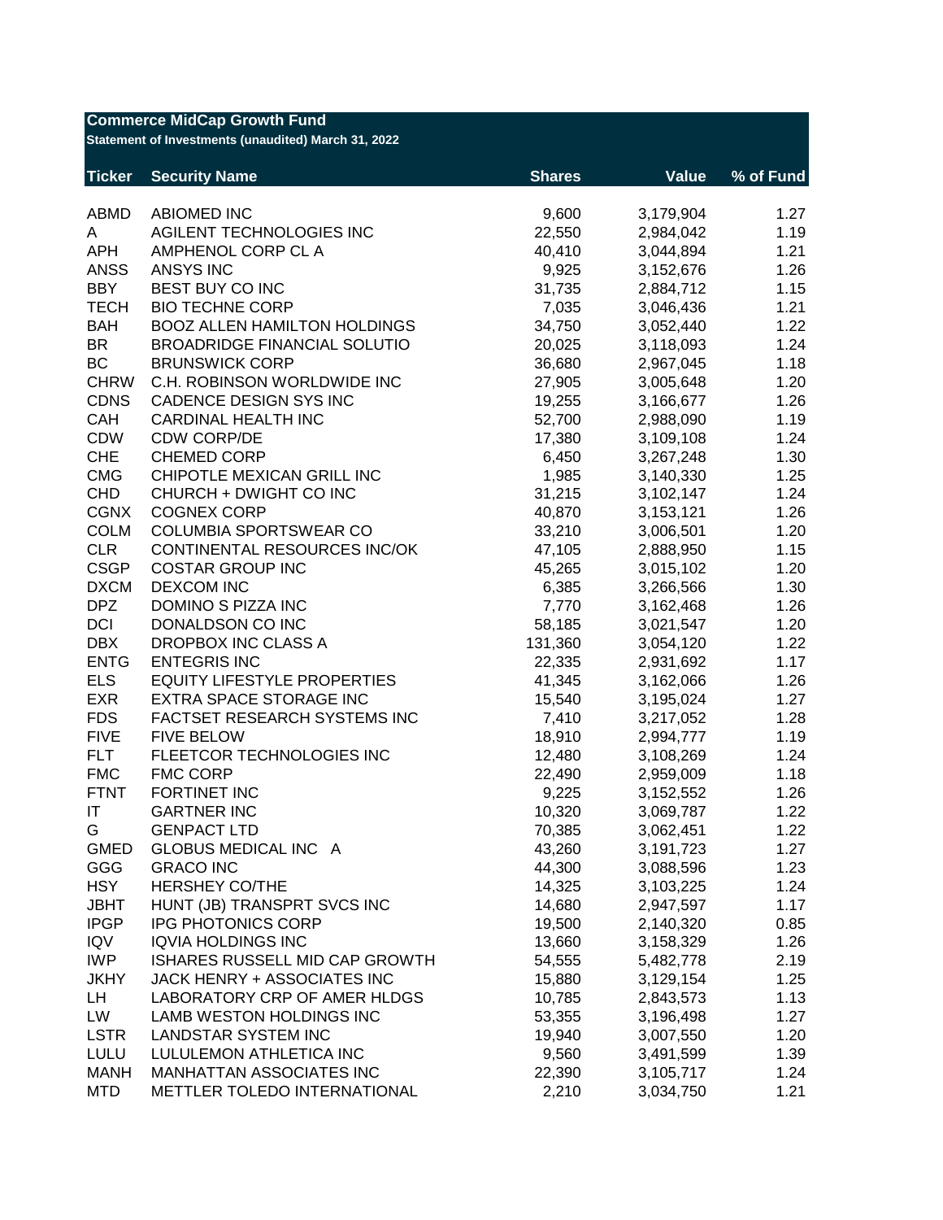**Commerce MidCap Growth Fund**

**Statement of Investments (unaudited) March 31, 2022**

| Ticker | Security Name | Shares | Value | % of Fund |
|---|---|---|---|---|
| ABMD | ABIOMED INC | 9,600 | 3,179,904 | 1.27 |
| A | AGILENT TECHNOLOGIES INC | 22,550 | 2,984,042 | 1.19 |
| APH | AMPHENOL CORP CL A | 40,410 | 3,044,894 | 1.21 |
| ANSS | ANSYS INC | 9,925 | 3,152,676 | 1.26 |
| BBY | BEST BUY CO INC | 31,735 | 2,884,712 | 1.15 |
| TECH | BIO TECHNE CORP | 7,035 | 3,046,436 | 1.21 |
| BAH | BOOZ ALLEN HAMILTON HOLDINGS | 34,750 | 3,052,440 | 1.22 |
| BR | BROADRIDGE FINANCIAL SOLUTIO | 20,025 | 3,118,093 | 1.24 |
| BC | BRUNSWICK CORP | 36,680 | 2,967,045 | 1.18 |
| CHRW | C.H. ROBINSON WORLDWIDE INC | 27,905 | 3,005,648 | 1.20 |
| CDNS | CADENCE DESIGN SYS INC | 19,255 | 3,166,677 | 1.26 |
| CAH | CARDINAL HEALTH INC | 52,700 | 2,988,090 | 1.19 |
| CDW | CDW CORP/DE | 17,380 | 3,109,108 | 1.24 |
| CHE | CHEMED CORP | 6,450 | 3,267,248 | 1.30 |
| CMG | CHIPOTLE MEXICAN GRILL INC | 1,985 | 3,140,330 | 1.25 |
| CHD | CHURCH + DWIGHT CO INC | 31,215 | 3,102,147 | 1.24 |
| CGNX | COGNEX CORP | 40,870 | 3,153,121 | 1.26 |
| COLM | COLUMBIA SPORTSWEAR CO | 33,210 | 3,006,501 | 1.20 |
| CLR | CONTINENTAL RESOURCES INC/OK | 47,105 | 2,888,950 | 1.15 |
| CSGP | COSTAR GROUP INC | 45,265 | 3,015,102 | 1.20 |
| DXCM | DEXCOM INC | 6,385 | 3,266,566 | 1.30 |
| DPZ | DOMINO S PIZZA INC | 7,770 | 3,162,468 | 1.26 |
| DCI | DONALDSON CO INC | 58,185 | 3,021,547 | 1.20 |
| DBX | DROPBOX INC CLASS A | 131,360 | 3,054,120 | 1.22 |
| ENTG | ENTEGRIS INC | 22,335 | 2,931,692 | 1.17 |
| ELS | EQUITY LIFESTYLE PROPERTIES | 41,345 | 3,162,066 | 1.26 |
| EXR | EXTRA SPACE STORAGE INC | 15,540 | 3,195,024 | 1.27 |
| FDS | FACTSET RESEARCH SYSTEMS INC | 7,410 | 3,217,052 | 1.28 |
| FIVE | FIVE BELOW | 18,910 | 2,994,777 | 1.19 |
| FLT | FLEETCOR TECHNOLOGIES INC | 12,480 | 3,108,269 | 1.24 |
| FMC | FMC CORP | 22,490 | 2,959,009 | 1.18 |
| FTNT | FORTINET INC | 9,225 | 3,152,552 | 1.26 |
| IT | GARTNER INC | 10,320 | 3,069,787 | 1.22 |
| G | GENPACT LTD | 70,385 | 3,062,451 | 1.22 |
| GMED | GLOBUS MEDICAL INC A | 43,260 | 3,191,723 | 1.27 |
| GGG | GRACO INC | 44,300 | 3,088,596 | 1.23 |
| HSY | HERSHEY CO/THE | 14,325 | 3,103,225 | 1.24 |
| JBHT | HUNT (JB) TRANSPRT SVCS INC | 14,680 | 2,947,597 | 1.17 |
| IPGP | IPG PHOTONICS CORP | 19,500 | 2,140,320 | 0.85 |
| IQV | IQVIA HOLDINGS INC | 13,660 | 3,158,329 | 1.26 |
| IWP | ISHARES RUSSELL MID CAP GROWTH | 54,555 | 5,482,778 | 2.19 |
| JKHY | JACK HENRY + ASSOCIATES INC | 15,880 | 3,129,154 | 1.25 |
| LH | LABORATORY CRP OF AMER HLDGS | 10,785 | 2,843,573 | 1.13 |
| LW | LAMB WESTON HOLDINGS INC | 53,355 | 3,196,498 | 1.27 |
| LSTR | LANDSTAR SYSTEM INC | 19,940 | 3,007,550 | 1.20 |
| LULU | LULULEMON ATHLETICA INC | 9,560 | 3,491,599 | 1.39 |
| MANH | MANHATTAN ASSOCIATES INC | 22,390 | 3,105,717 | 1.24 |
| MTD | METTLER TOLEDO INTERNATIONAL | 2,210 | 3,034,750 | 1.21 |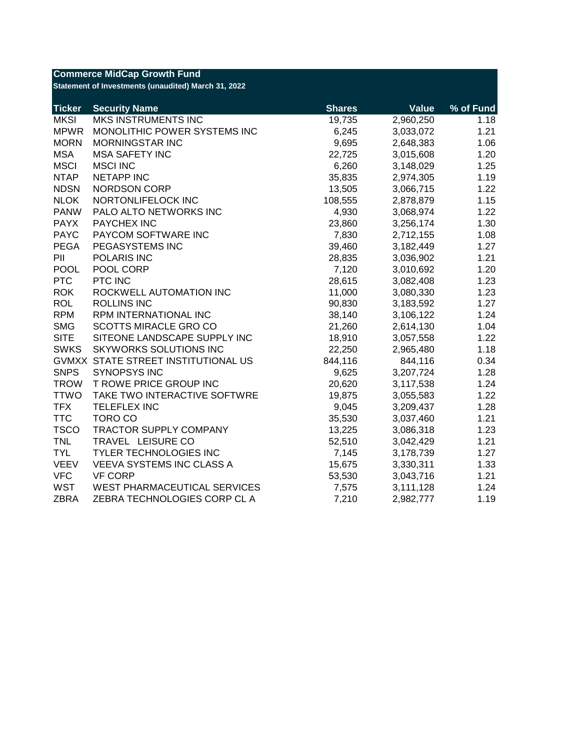**Commerce MidCap Growth Fund**

**Statement of Investments (unaudited) March 31, 2022**

| Ticker | Security Name | Shares | Value | % of Fund |
|---|---|---|---|---|
| MKSI | MKS INSTRUMENTS INC | 19,735 | 2,960,250 | 1.18 |
| MPWR | MONOLITHIC POWER SYSTEMS INC | 6,245 | 3,033,072 | 1.21 |
| MORN | MORNINGSTAR INC | 9,695 | 2,648,383 | 1.06 |
| MSA | MSA SAFETY INC | 22,725 | 3,015,608 | 1.20 |
| MSCI | MSCI INC | 6,260 | 3,148,029 | 1.25 |
| NTAP | NETAPP INC | 35,835 | 2,974,305 | 1.19 |
| NDSN | NORDSON CORP | 13,505 | 3,066,715 | 1.22 |
| NLOK | NORTONLIFELOCK INC | 108,555 | 2,878,879 | 1.15 |
| PANW | PALO ALTO NETWORKS INC | 4,930 | 3,068,974 | 1.22 |
| PAYX | PAYCHEX INC | 23,860 | 3,256,174 | 1.30 |
| PAYC | PAYCOM SOFTWARE INC | 7,830 | 2,712,155 | 1.08 |
| PEGA | PEGASYSTEMS INC | 39,460 | 3,182,449 | 1.27 |
| PII | POLARIS INC | 28,835 | 3,036,902 | 1.21 |
| POOL | POOL CORP | 7,120 | 3,010,692 | 1.20 |
| PTC | PTC INC | 28,615 | 3,082,408 | 1.23 |
| ROK | ROCKWELL AUTOMATION INC | 11,000 | 3,080,330 | 1.23 |
| ROL | ROLLINS INC | 90,830 | 3,183,592 | 1.27 |
| RPM | RPM INTERNATIONAL INC | 38,140 | 3,106,122 | 1.24 |
| SMG | SCOTTS MIRACLE GRO CO | 21,260 | 2,614,130 | 1.04 |
| SITE | SITEONE LANDSCAPE SUPPLY INC | 18,910 | 3,057,558 | 1.22 |
| SWKS | SKYWORKS SOLUTIONS INC | 22,250 | 2,965,480 | 1.18 |
| GVMXX | STATE STREET INSTITUTIONAL US | 844,116 | 844,116 | 0.34 |
| SNPS | SYNOPSYS INC | 9,625 | 3,207,724 | 1.28 |
| TROW | T ROWE PRICE GROUP INC | 20,620 | 3,117,538 | 1.24 |
| TTWO | TAKE TWO INTERACTIVE SOFTWRE | 19,875 | 3,055,583 | 1.22 |
| TFX | TELEFLEX INC | 9,045 | 3,209,437 | 1.28 |
| TTC | TORO CO | 35,530 | 3,037,460 | 1.21 |
| TSCO | TRACTOR SUPPLY COMPANY | 13,225 | 3,086,318 | 1.23 |
| TNL | TRAVEL LEISURE CO | 52,510 | 3,042,429 | 1.21 |
| TYL | TYLER TECHNOLOGIES INC | 7,145 | 3,178,739 | 1.27 |
| VEEV | VEEVA SYSTEMS INC CLASS A | 15,675 | 3,330,311 | 1.33 |
| VFC | VF CORP | 53,530 | 3,043,716 | 1.21 |
| WST | WEST PHARMACEUTICAL SERVICES | 7,575 | 3,111,128 | 1.24 |
| ZBRA | ZEBRA TECHNOLOGIES CORP CL A | 7,210 | 2,982,777 | 1.19 |